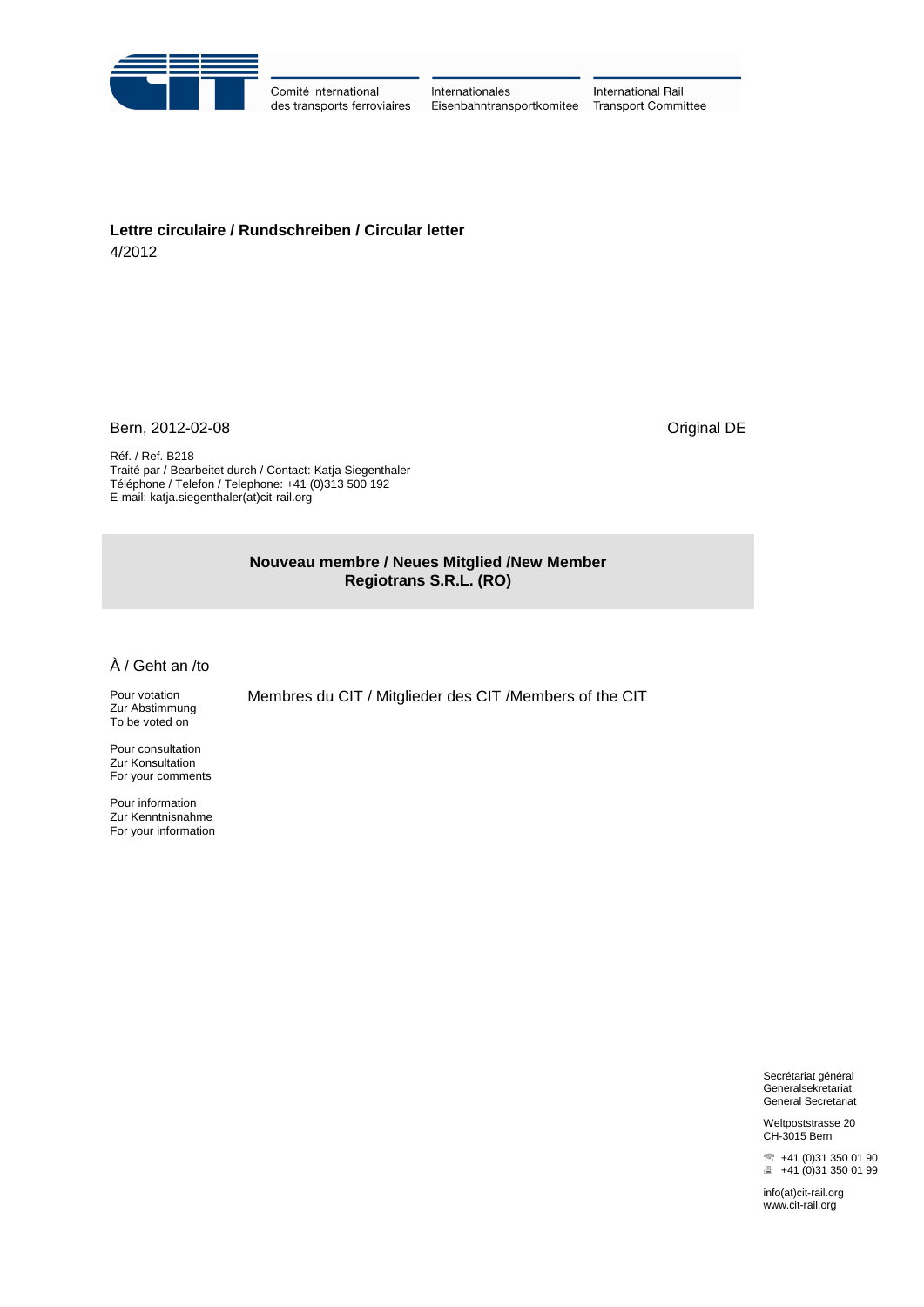Comité international des transports ferroviaires | Internationales Eisenbahntransportkomitee | International Rail Transport Committee

**Lettre circulaire / Rundschreiben / Circular letter**
4/2012

Bern, 2012-02-08

Original DE

Réf. / Ref. B218
Traité par / Bearbeitet durch / Contact: Katja Siegenthaler
Téléphone / Telefon / Telephone: +41 (0)313 500 192
E-mail: katja.siegenthaler(at)cit-rail.org

**Nouveau membre / Neues Mitglied /New Member**
**Regiotrans S.R.L. (RO)**

À / Geht an /to

Pour votation
Zur Abstimmung
To be voted on

Membres du CIT / Mitglieder des CIT /Members of the CIT

Pour consultation
Zur Konsultation
For your comments

Pour information
Zur Kenntnisnahme
For your information

Secrétariat général
Generalsekretariat
General Secretariat

Weltpoststrasse 20
CH-3015 Bern

+41 (0)31 350 01 90
+41 (0)31 350 01 99

info(at)cit-rail.org
www.cit-rail.org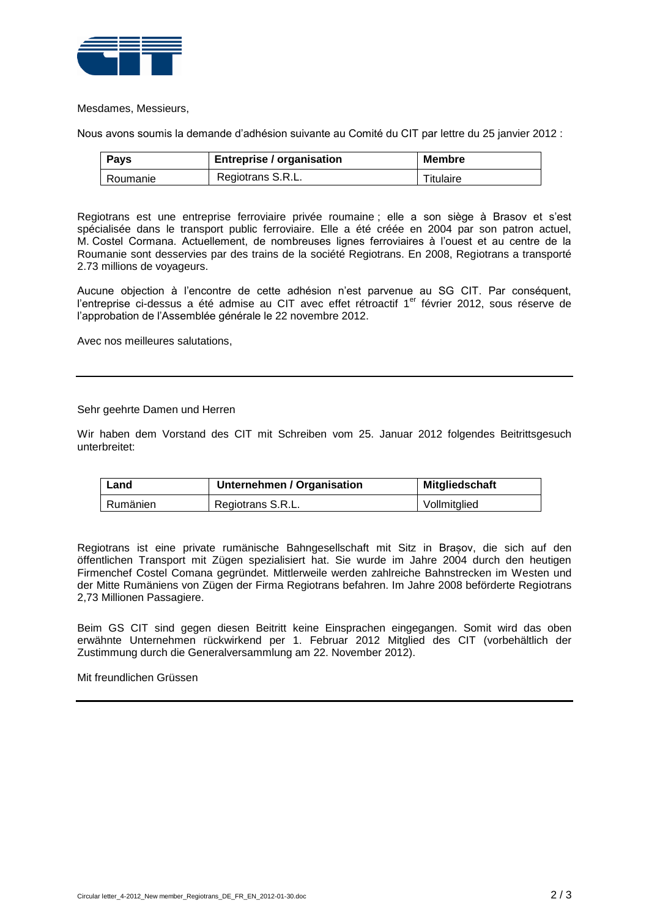Mesdames, Messieurs,

Nous avons soumis la demande d'adhésion suivante au Comité du CIT par lettre du 25 janvier 2012 :

| Pays | Entreprise / organisation | Membre |
|---|---|---|
| Roumanie | Regiotrans S.R.L. | Titulaire |

Regiotrans est une entreprise ferroviaire privée roumaine ; elle a son siège à Brasov et s'est spécialisée dans le transport public ferroviaire. Elle a été créée en 2004 par son patron actuel, M. Costel Cormana. Actuellement, de nombreuses lignes ferroviaires à l'ouest et au centre de la Roumanie sont desservies par des trains de la société Regiotrans. En 2008, Regiotrans a transporté 2.73 millions de voyageurs.

Aucune objection à l'encontre de cette adhésion n'est parvenue au SG CIT. Par conséquent, l'entreprise ci-dessus a été admise au CIT avec effet rétroactif 1er février 2012, sous réserve de l'approbation de l'Assemblée générale le 22 novembre 2012.

Avec nos meilleures salutations,

---

Sehr geehrte Damen und Herren

Wir haben dem Vorstand des CIT mit Schreiben vom 25. Januar 2012 folgendes Beitrittsgesuch unterbreitet:

| Land | Unternehmen / Organisation | Mitgliedschaft |
|---|---|---|
| Rumänien | Regiotrans S.R.L. | Vollmitglied |

Regiotrans ist eine private rumänische Bahngesellschaft mit Sitz in Brașov, die sich auf den öffentlichen Transport mit Zügen spezialisiert hat. Sie wurde im Jahre 2004 durch den heutigen Firmenchef Costel Comana gegründet. Mittlerweile werden zahlreiche Bahnstrecken im Westen und der Mitte Rumäniens von Zügen der Firma Regiotrans befahren. Im Jahre 2008 beförderte Regiotrans 2,73 Millionen Passagiere.

Beim GS CIT sind gegen diesen Beitritt keine Einsprachen eingegangen. Somit wird das oben erwähnte Unternehmen rückwirkend per 1. Februar 2012 Mitglied des CIT (vorbehältlich der Zustimmung durch die Generalversammlung am 22. November 2012).

Mit freundlichen Grüssen

---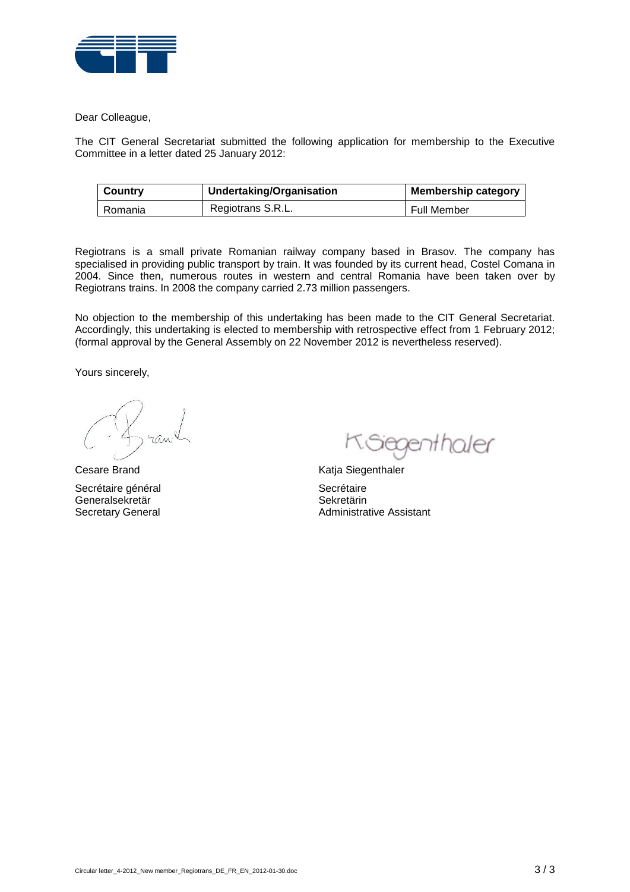Dear Colleague,

The CIT General Secretariat submitted the following application for membership to the Executive Committee in a letter dated 25 January 2012:

| Country | Undertaking/Organisation | Membership category |
|---|---|---|
| Romania | Regiotrans S.R.L. | Full Member |

Regiotrans is a small private Romanian railway company based in Brasov. The company has specialised in providing public transport by train. It was founded by its current head, Costel Comana in 2004. Since then, numerous routes in western and central Romania have been taken over by Regiotrans trains. In 2008 the company carried 2.73 million passengers.

No objection to the membership of this undertaking has been made to the CIT General Secretariat. Accordingly, this undertaking is elected to membership with retrospective effect from 1 February 2012; (formal approval by the General Assembly on 22 November 2012 is nevertheless reserved).

Yours sincerely,

Cesare Brand
Secrétaire général
Generalsekretär
Secretary General

Katja Siegenthaler
Secrétaire
Sekretärin
Administrative Assistant

Circular letter_4-2012_New member_Regiotrans_DE_FR_EN_2012-01-30.doc